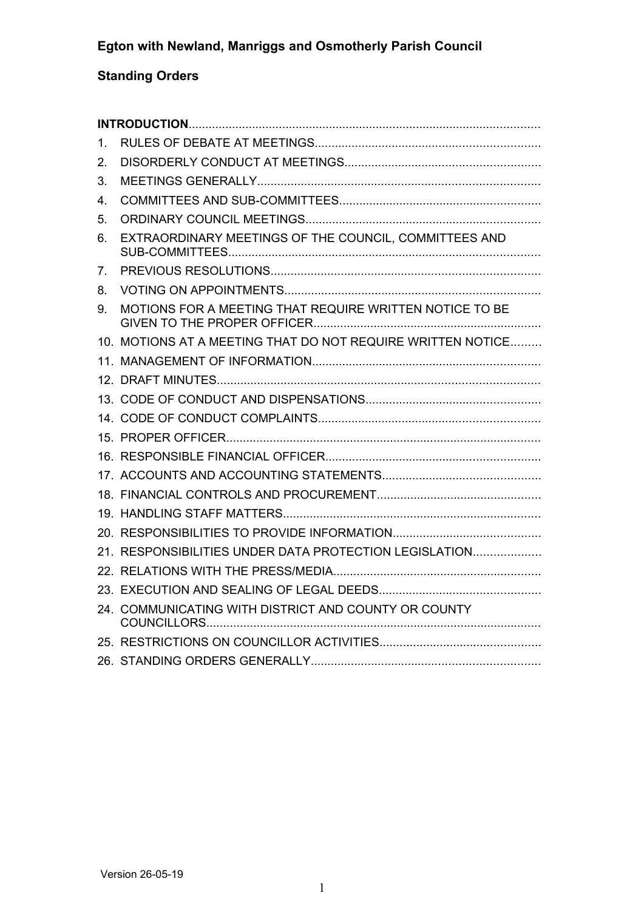**Egton with Newland, Manriggs and Osmotherly Parish Council**

**Standing Orders**

**INTRODUCTION**

1. RULES OF DEBATE AT MEETINGS
2. DISORDERLY CONDUCT AT MEETINGS
3. MEETINGS GENERALLY
4. COMMITTEES AND SUB-COMMITTEES
5. ORDINARY COUNCIL MEETINGS
6. EXTRAORDINARY MEETINGS OF THE COUNCIL, COMMITTEES AND SUB-COMMITTEES
7. PREVIOUS RESOLUTIONS
8. VOTING ON APPOINTMENTS
9. MOTIONS FOR A MEETING THAT REQUIRE WRITTEN NOTICE TO BE GIVEN TO THE PROPER OFFICER
10. MOTIONS AT A MEETING THAT DO NOT REQUIRE WRITTEN NOTICE
11. MANAGEMENT OF INFORMATION
12. DRAFT MINUTES
13. CODE OF CONDUCT AND DISPENSATIONS
14. CODE OF CONDUCT COMPLAINTS
15. PROPER OFFICER
16. RESPONSIBLE FINANCIAL OFFICER
17. ACCOUNTS AND ACCOUNTING STATEMENTS
18. FINANCIAL CONTROLS AND PROCUREMENT
19. HANDLING STAFF MATTERS
20. RESPONSIBILITIES TO PROVIDE INFORMATION
21. RESPONSIBILITIES UNDER DATA PROTECTION LEGISLATION
22. RELATIONS WITH THE PRESS/MEDIA
23. EXECUTION AND SEALING OF LEGAL DEEDS
24. COMMUNICATING WITH DISTRICT AND COUNTY OR COUNTY COUNCILLORS
25. RESTRICTIONS ON COUNCILLOR ACTIVITIES
26. STANDING ORDERS GENERALLY

Version 26-05-19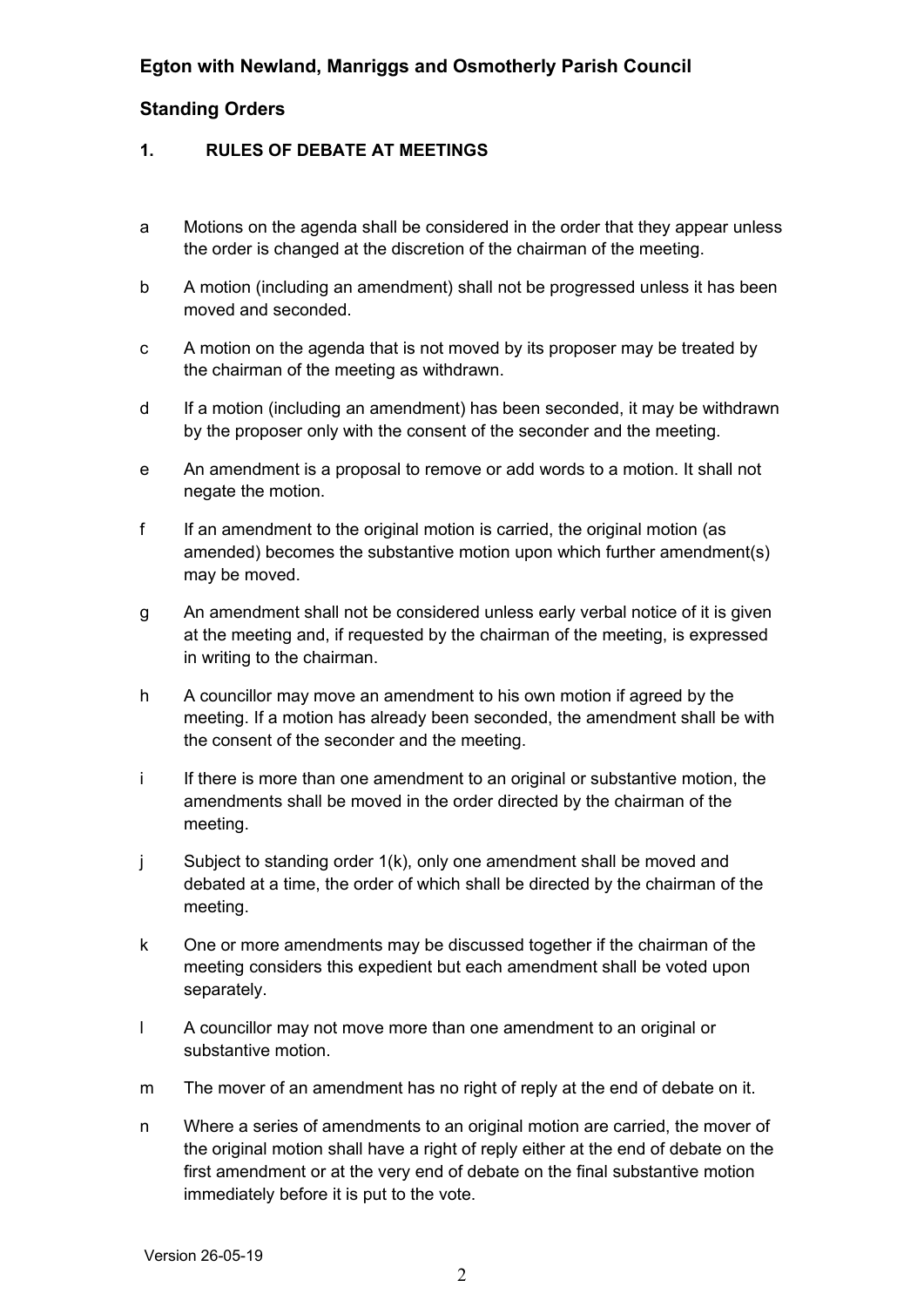**Egton with Newland, Manriggs and Osmotherly Parish Council**

**Standing Orders**

## 1. RULES OF DEBATE AT MEETINGS

a. Motions on the agenda shall be considered in the order that they appear unless the order is changed at the discretion of the chairman of the meeting.

b. A motion (including an amendment) shall not be progressed unless it has been moved and seconded.

c. A motion on the agenda that is not moved by its proposer may be treated by the chairman of the meeting as withdrawn.

d. If a motion (including an amendment) has been seconded, it may be withdrawn by the proposer only with the consent of the seconder and the meeting.

e. An amendment is a proposal to remove or add words to a motion. It shall not negate the motion.

f. If an amendment to the original motion is carried, the original motion (as amended) becomes the substantive motion upon which further amendment(s) may be moved.

g. An amendment shall not be considered unless early verbal notice of it is given at the meeting and, if requested by the chairman of the meeting, is expressed in writing to the chairman.

h. A councillor may move an amendment to his own motion if agreed by the meeting. If a motion has already been seconded, the amendment shall be with the consent of the seconder and the meeting.

i. If there is more than one amendment to an original or substantive motion, the amendments shall be moved in the order directed by the chairman of the meeting.

j. Subject to standing order 1(k), only one amendment shall be moved and debated at a time, the order of which shall be directed by the chairman of the meeting.

k. One or more amendments may be discussed together if the chairman of the meeting considers this expedient but each amendment shall be voted upon separately.

l. A councillor may not move more than one amendment to an original or substantive motion.

m. The mover of an amendment has no right of reply at the end of debate on it.

n. Where a series of amendments to an original motion are carried, the mover of the original motion shall have a right of reply either at the end of debate on the first amendment or at the very end of debate on the final substantive motion immediately before it is put to the vote.

Version 26-05-19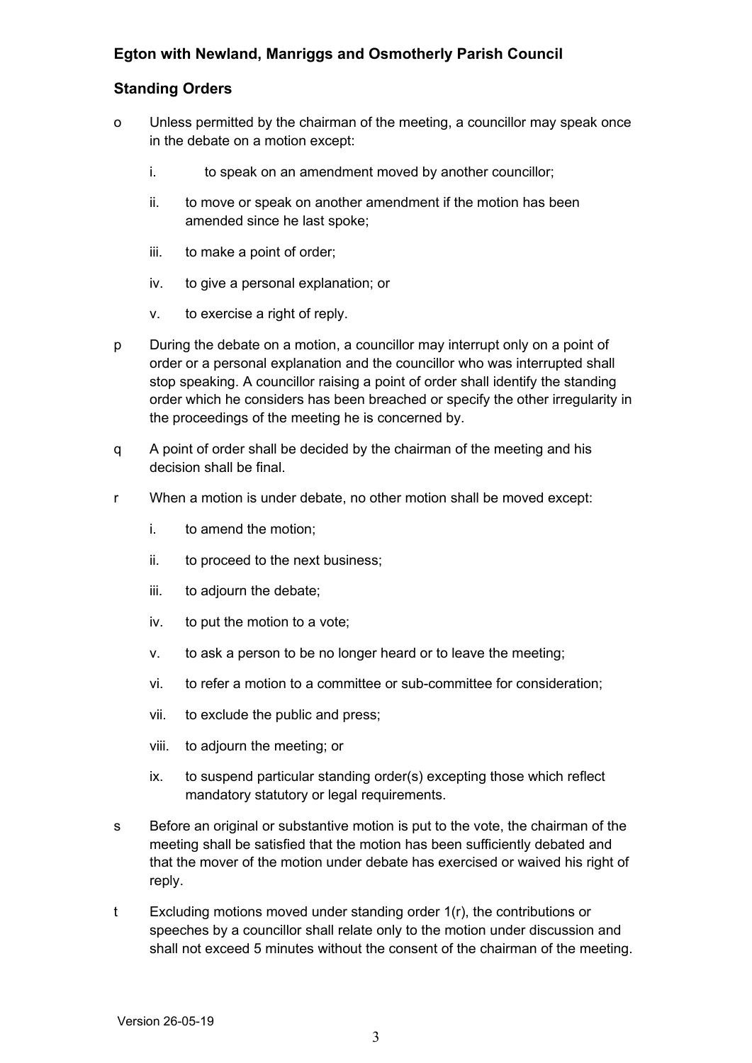**Egton with Newland, Manriggs and Osmotherly Parish Council**

**Standing Orders**

o Unless permitted by the chairman of the meeting, a councillor may speak once in the debate on a motion except:

   i. to speak on an amendment moved by another councillor;

   ii. to move or speak on another amendment if the motion has been amended since he last spoke;

   iii. to make a point of order;

   iv. to give a personal explanation; or

   v. to exercise a right of reply.

p During the debate on a motion, a councillor may interrupt only on a point of order or a personal explanation and the councillor who was interrupted shall stop speaking. A councillor raising a point of order shall identify the standing order which he considers has been breached or specify the other irregularity in the proceedings of the meeting he is concerned by.

q A point of order shall be decided by the chairman of the meeting and his decision shall be final.

r When a motion is under debate, no other motion shall be moved except:

   i. to amend the motion;

   ii. to proceed to the next business;

   iii. to adjourn the debate;

   iv. to put the motion to a vote;

   v. to ask a person to be no longer heard or to leave the meeting;

   vi. to refer a motion to a committee or sub-committee for consideration;

   vii. to exclude the public and press;

   viii. to adjourn the meeting; or

   ix. to suspend particular standing order(s) excepting those which reflect mandatory statutory or legal requirements.

s Before an original or substantive motion is put to the vote, the chairman of the meeting shall be satisfied that the motion has been sufficiently debated and that the mover of the motion under debate has exercised or waived his right of reply.

t Excluding motions moved under standing order 1(r), the contributions or speeches by a councillor shall relate only to the motion under discussion and shall not exceed 5 minutes without the consent of the chairman of the meeting.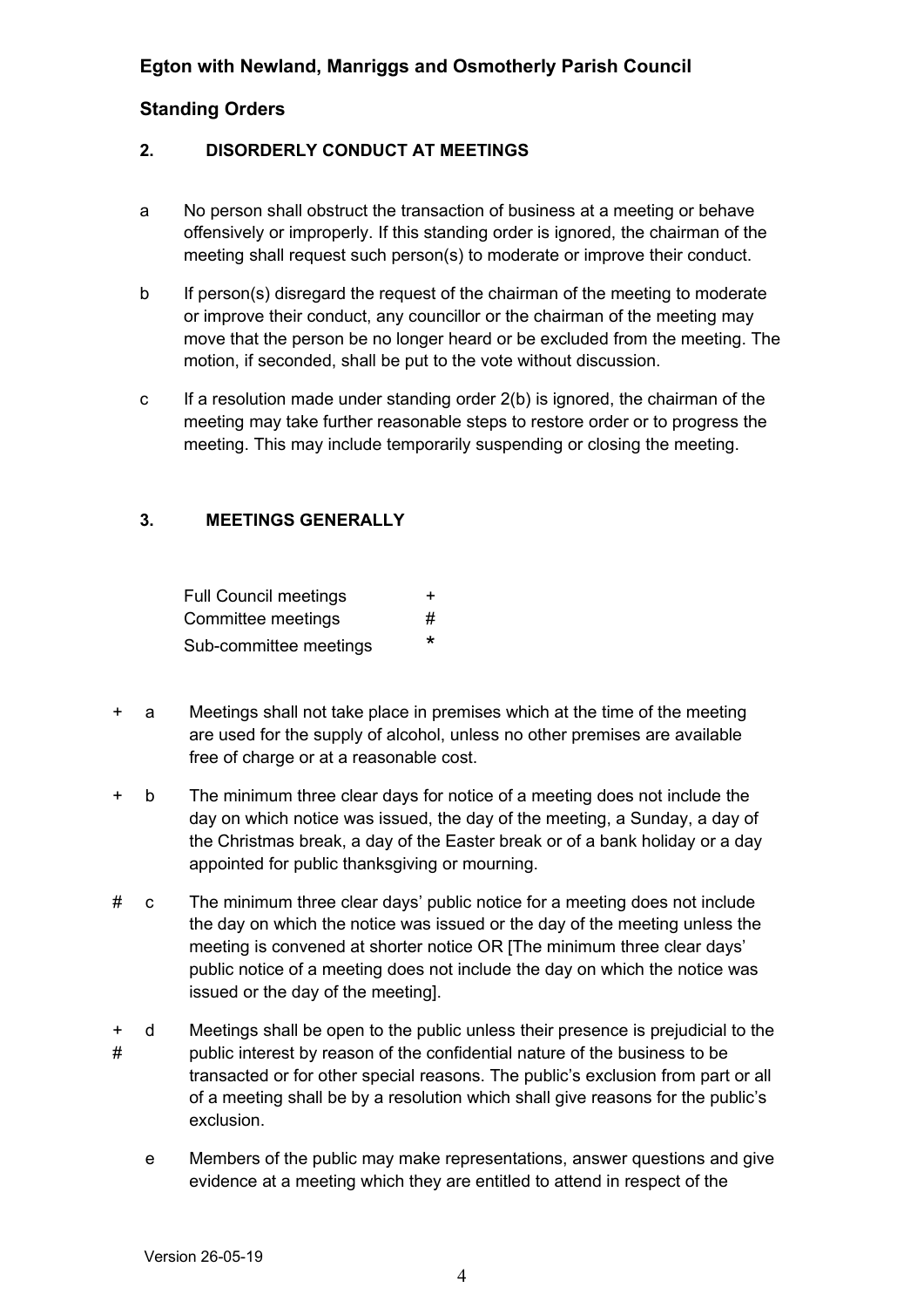## Egton with Newland, Manriggs and Osmotherly Parish Council

## Standing Orders

### 2. DISORDERLY CONDUCT AT MEETINGS

a. No person shall obstruct the transaction of business at a meeting or behave offensively or improperly. If this standing order is ignored, the chairman of the meeting shall request such person(s) to moderate or improve their conduct.

b. If person(s) disregard the request of the chairman of the meeting to moderate or improve their conduct, any councillor or the chairman of the meeting may move that the person be no longer heard or be excluded from the meeting. The motion, if seconded, shall be put to the vote without discussion.

c. If a resolution made under standing order 2(b) is ignored, the chairman of the meeting may take further reasonable steps to restore order or to progress the meeting. This may include temporarily suspending or closing the meeting.

### 3. MEETINGS GENERALLY

| | |
|---|---|
| Full Council meetings | + |
| Committee meetings | # |
| Sub-committee meetings | * |

+ a. Meetings shall not take place in premises which at the time of the meeting are used for the supply of alcohol, unless no other premises are available free of charge or at a reasonable cost.

+ b. The minimum three clear days for notice of a meeting does not include the day on which notice was issued, the day of the meeting, a Sunday, a day of the Christmas break, a day of the Easter break or of a bank holiday or a day appointed for public thanksgiving or mourning.

# c. The minimum three clear days' public notice for a meeting does not include the day on which the notice was issued or the day of the meeting unless the meeting is convened at shorter notice OR [The minimum three clear days' public notice of a meeting does not include the day on which the notice was issued or the day of the meeting].

+ # d. Meetings shall be open to the public unless their presence is prejudicial to the public interest by reason of the confidential nature of the business to be transacted or for other special reasons. The public's exclusion from part or all of a meeting shall be by a resolution which shall give reasons for the public's exclusion.

e. Members of the public may make representations, answer questions and give evidence at a meeting which they are entitled to attend in respect of the

Version 26-05-19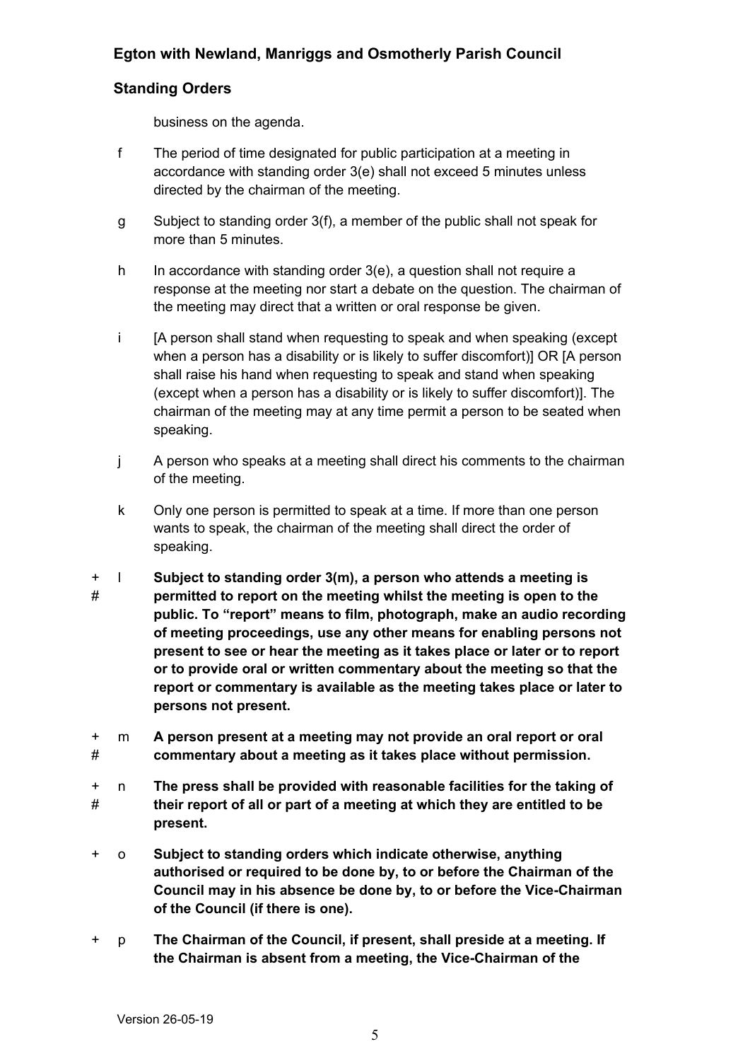business on the agenda.

f The period of time designated for public participation at a meeting in accordance with standing order 3(e) shall not exceed 5 minutes unless directed by the chairman of the meeting.

g Subject to standing order 3(f), a member of the public shall not speak for more than 5 minutes.

h In accordance with standing order 3(e), a question shall not require a response at the meeting nor start a debate on the question. The chairman of the meeting may direct that a written or oral response be given.

i [A person shall stand when requesting to speak and when speaking (except when a person has a disability or is likely to suffer discomfort)] OR [A person shall raise his hand when requesting to speak and stand when speaking (except when a person has a disability or is likely to suffer discomfort)]. The chairman of the meeting may at any time permit a person to be seated when speaking.

j A person who speaks at a meeting shall direct his comments to the chairman of the meeting.

k Only one person is permitted to speak at a time. If more than one person wants to speak, the chairman of the meeting shall direct the order of speaking.

+ # l **Subject to standing order 3(m), a person who attends a meeting is permitted to report on the meeting whilst the meeting is open to the public. To "report" means to film, photograph, make an audio recording of meeting proceedings, use any other means for enabling persons not present to see or hear the meeting as it takes place or later or to report or to provide oral or written commentary about the meeting so that the report or commentary is available as the meeting takes place or later to persons not present.**

+ # m **A person present at a meeting may not provide an oral report or oral commentary about a meeting as it takes place without permission.**

+ # n **The press shall be provided with reasonable facilities for the taking of their report of all or part of a meeting at which they are entitled to be present.**

+ o **Subject to standing orders which indicate otherwise, anything authorised or required to be done by, to or before the Chairman of the Council may in his absence be done by, to or before the Vice-Chairman of the Council (if there is one).**

+ p **The Chairman of the Council, if present, shall preside at a meeting. If the Chairman is absent from a meeting, the Vice-Chairman of the**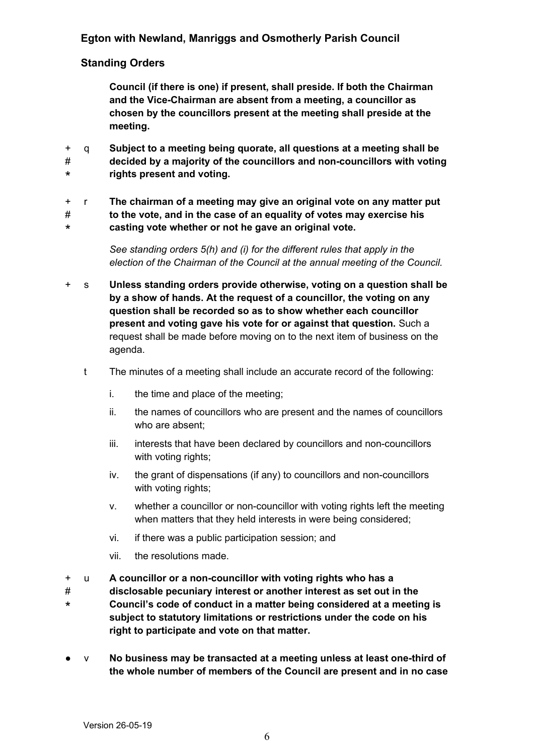**Council (if there is one) if present, shall preside. If both the Chairman and the Vice-Chairman are absent from a meeting, a councillor as chosen by the councillors present at the meeting shall preside at the meeting.**

+ # * q **Subject to a meeting being quorate, all questions at a meeting shall be decided by a majority of the councillors and non-councillors with voting rights present and voting.**

+ # * r **The chairman of a meeting may give an original vote on any matter put to the vote, and in the case of an equality of votes may exercise his casting vote whether or not he gave an original vote.**

*See standing orders 5(h) and (i) for the different rules that apply in the election of the Chairman of the Council at the annual meeting of the Council.*

+ s **Unless standing orders provide otherwise, voting on a question shall be by a show of hands. At the request of a councillor, the voting on any question shall be recorded so as to show whether each councillor present and voting gave his vote for or against that question.** Such a request shall be made before moving on to the next item of business on the agenda.

t The minutes of a meeting shall include an accurate record of the following:

i. the time and place of the meeting;

ii. the names of councillors who are present and the names of councillors who are absent;

iii. interests that have been declared by councillors and non-councillors with voting rights;

iv. the grant of dispensations (if any) to councillors and non-councillors with voting rights;

v. whether a councillor or non-councillor with voting rights left the meeting when matters that they held interests in were being considered;

vi. if there was a public participation session; and

vii. the resolutions made.

+ # * u **A councillor or a non-councillor with voting rights who has a disclosable pecuniary interest or another interest as set out in the Council's code of conduct in a matter being considered at a meeting is subject to statutory limitations or restrictions under the code on his right to participate and vote on that matter.**

● v **No business may be transacted at a meeting unless at least one-third of the whole number of members of the Council are present and in no case**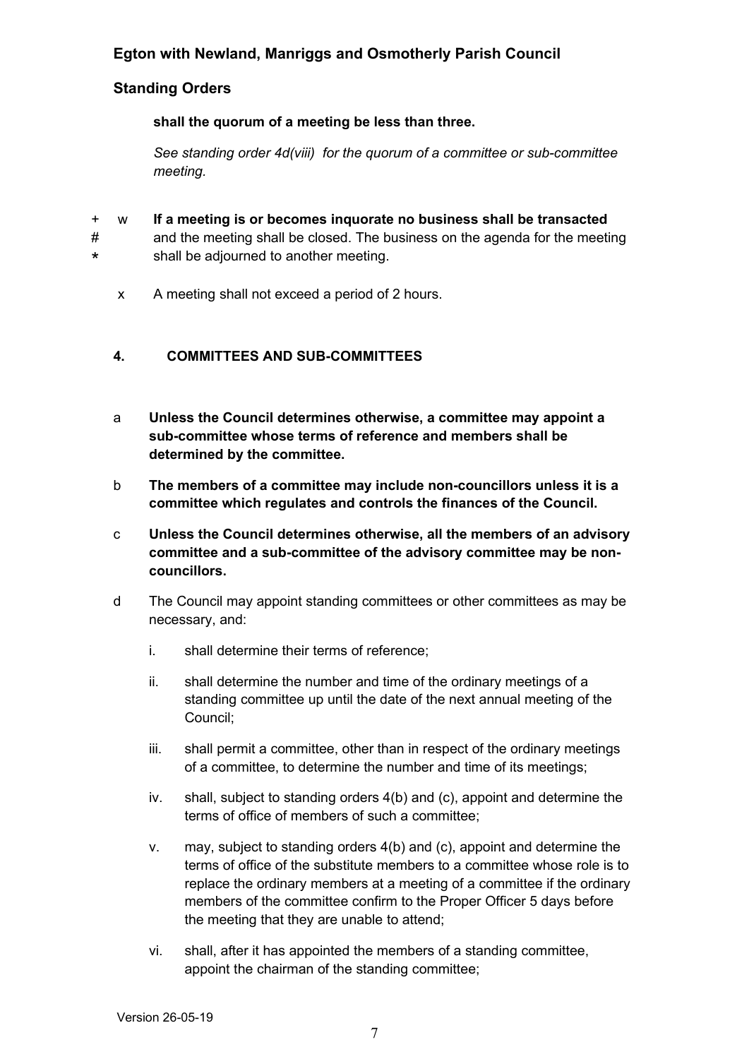**shall the quorum of a meeting be less than three.**

*See standing order 4d(viii) for the quorum of a committee or sub-committee meeting.*

\+ # * w **If a meeting is or becomes inquorate no business shall be transacted** and the meeting shall be closed. The business on the agenda for the meeting shall be adjourned to another meeting.

x A meeting shall not exceed a period of 2 hours.

## 4. COMMITTEES AND SUB-COMMITTEES

a **Unless the Council determines otherwise, a committee may appoint a sub-committee whose terms of reference and members shall be determined by the committee.**

b **The members of a committee may include non-councillors unless it is a committee which regulates and controls the finances of the Council.**

c **Unless the Council determines otherwise, all the members of an advisory committee and a sub-committee of the advisory committee may be non-councillors.**

d The Council may appoint standing committees or other committees as may be necessary, and:

i. shall determine their terms of reference;

ii. shall determine the number and time of the ordinary meetings of a standing committee up until the date of the next annual meeting of the Council;

iii. shall permit a committee, other than in respect of the ordinary meetings of a committee, to determine the number and time of its meetings;

iv. shall, subject to standing orders 4(b) and (c), appoint and determine the terms of office of members of such a committee;

v. may, subject to standing orders 4(b) and (c), appoint and determine the terms of office of the substitute members to a committee whose role is to replace the ordinary members at a meeting of a committee if the ordinary members of the committee confirm to the Proper Officer 5 days before the meeting that they are unable to attend;

vi. shall, after it has appointed the members of a standing committee, appoint the chairman of the standing committee;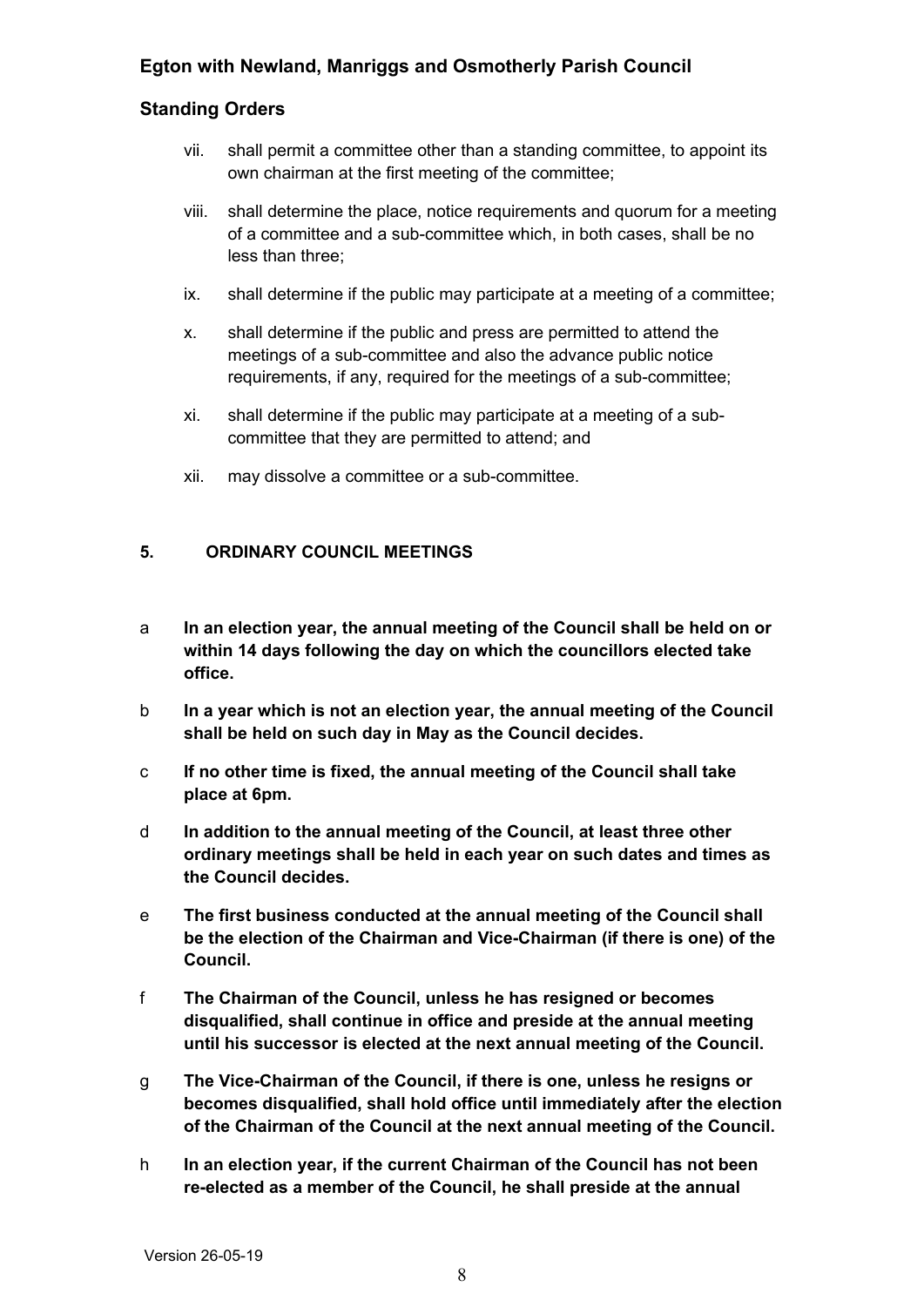vii. shall permit a committee other than a standing committee, to appoint its own chairman at the first meeting of the committee;

viii. shall determine the place, notice requirements and quorum for a meeting of a committee and a sub-committee which, in both cases, shall be no less than three;

ix. shall determine if the public may participate at a meeting of a committee;

x. shall determine if the public and press are permitted to attend the meetings of a sub-committee and also the advance public notice requirements, if any, required for the meetings of a sub-committee;

xi. shall determine if the public may participate at a meeting of a sub-committee that they are permitted to attend; and

xii. may dissolve a committee or a sub-committee.

## 5. ORDINARY COUNCIL MEETINGS

a **In an election year, the annual meeting of the Council shall be held on or within 14 days following the day on which the councillors elected take office.**

b **In a year which is not an election year, the annual meeting of the Council shall be held on such day in May as the Council decides.**

c **If no other time is fixed, the annual meeting of the Council shall take place at 6pm.**

d **In addition to the annual meeting of the Council, at least three other ordinary meetings shall be held in each year on such dates and times as the Council decides.**

e **The first business conducted at the annual meeting of the Council shall be the election of the Chairman and Vice-Chairman (if there is one) of the Council.**

f **The Chairman of the Council, unless he has resigned or becomes disqualified, shall continue in office and preside at the annual meeting until his successor is elected at the next annual meeting of the Council.**

g **The Vice-Chairman of the Council, if there is one, unless he resigns or becomes disqualified, shall hold office until immediately after the election of the Chairman of the Council at the next annual meeting of the Council.**

h **In an election year, if the current Chairman of the Council has not been re-elected as a member of the Council, he shall preside at the annual**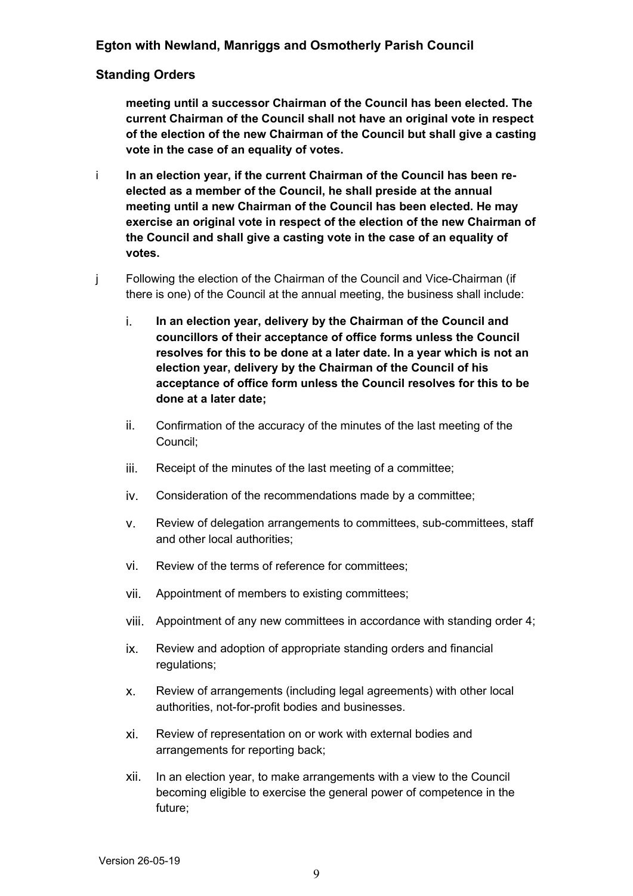**meeting until a successor Chairman of the Council has been elected. The current Chairman of the Council shall not have an original vote in respect of the election of the new Chairman of the Council but shall give a casting vote in the case of an equality of votes.**

i **In an election year, if the current Chairman of the Council has been re-elected as a member of the Council, he shall preside at the annual meeting until a new Chairman of the Council has been elected. He may exercise an original vote in respect of the election of the new Chairman of the Council and shall give a casting vote in the case of an equality of votes.**

j Following the election of the Chairman of the Council and Vice-Chairman (if there is one) of the Council at the annual meeting, the business shall include:

i. **In an election year, delivery by the Chairman of the Council and councillors of their acceptance of office forms unless the Council resolves for this to be done at a later date. In a year which is not an election year, delivery by the Chairman of the Council of his acceptance of office form unless the Council resolves for this to be done at a later date;**

ii. Confirmation of the accuracy of the minutes of the last meeting of the Council;

iii. Receipt of the minutes of the last meeting of a committee;

iv. Consideration of the recommendations made by a committee;

v. Review of delegation arrangements to committees, sub-committees, staff and other local authorities;

vi. Review of the terms of reference for committees;

vii. Appointment of members to existing committees;

viii. Appointment of any new committees in accordance with standing order 4;

ix. Review and adoption of appropriate standing orders and financial regulations;

x. Review of arrangements (including legal agreements) with other local authorities, not-for-profit bodies and businesses.

xi. Review of representation on or work with external bodies and arrangements for reporting back;

xii. In an election year, to make arrangements with a view to the Council becoming eligible to exercise the general power of competence in the future;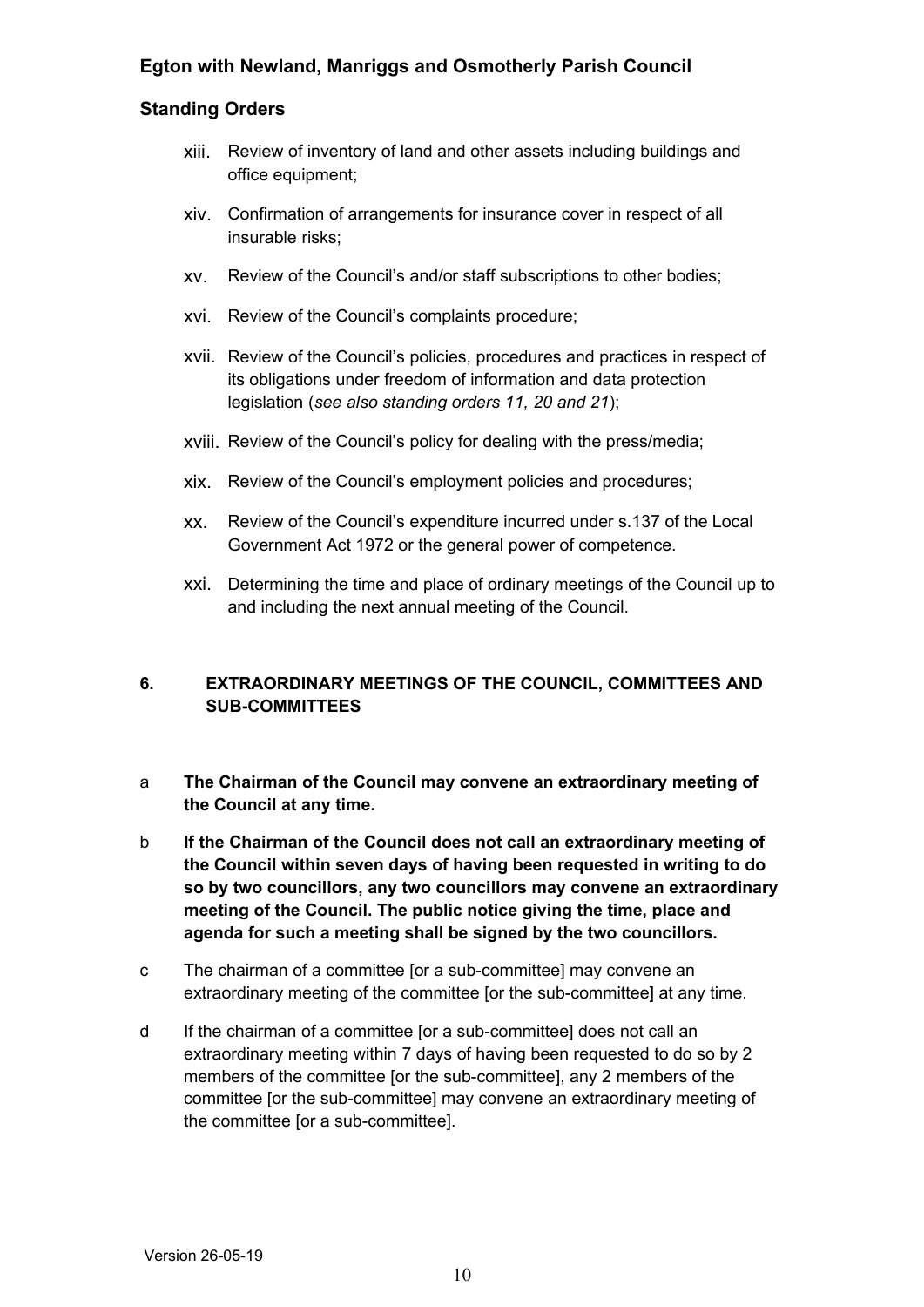xiii. Review of inventory of land and other assets including buildings and office equipment;

xiv. Confirmation of arrangements for insurance cover in respect of all insurable risks;

xv. Review of the Council's and/or staff subscriptions to other bodies;

xvi. Review of the Council's complaints procedure;

xvii. Review of the Council's policies, procedures and practices in respect of its obligations under freedom of information and data protection legislation (*see also standing orders 11, 20 and 21*);

xviii. Review of the Council's policy for dealing with the press/media;

xix. Review of the Council's employment policies and procedures;

xx. Review of the Council's expenditure incurred under s.137 of the Local Government Act 1972 or the general power of competence.

xxi. Determining the time and place of ordinary meetings of the Council up to and including the next annual meeting of the Council.

## 6. EXTRAORDINARY MEETINGS OF THE COUNCIL, COMMITTEES AND SUB-COMMITTEES

a **The Chairman of the Council may convene an extraordinary meeting of the Council at any time.**

b **If the Chairman of the Council does not call an extraordinary meeting of the Council within seven days of having been requested in writing to do so by two councillors, any two councillors may convene an extraordinary meeting of the Council. The public notice giving the time, place and agenda for such a meeting shall be signed by the two councillors.**

c The chairman of a committee [or a sub-committee] may convene an extraordinary meeting of the committee [or the sub-committee] at any time.

d If the chairman of a committee [or a sub-committee] does not call an extraordinary meeting within 7 days of having been requested to do so by 2 members of the committee [or the sub-committee], any 2 members of the committee [or the sub-committee] may convene an extraordinary meeting of the committee [or a sub-committee].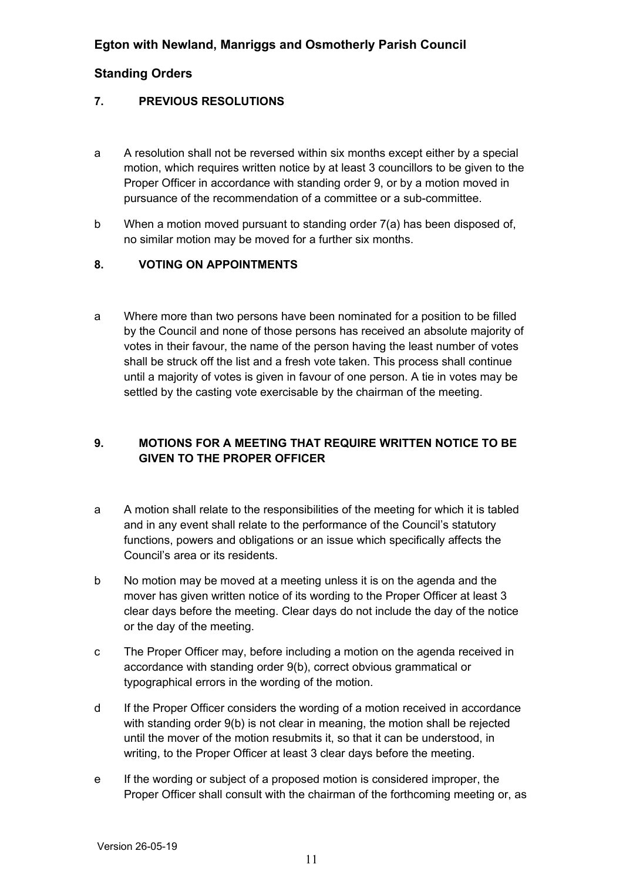## 7. PREVIOUS RESOLUTIONS

a A resolution shall not be reversed within six months except either by a special motion, which requires written notice by at least 3 councillors to be given to the Proper Officer in accordance with standing order 9, or by a motion moved in pursuance of the recommendation of a committee or a sub-committee.

b When a motion moved pursuant to standing order 7(a) has been disposed of, no similar motion may be moved for a further six months.

## 8. VOTING ON APPOINTMENTS

a Where more than two persons have been nominated for a position to be filled by the Council and none of those persons has received an absolute majority of votes in their favour, the name of the person having the least number of votes shall be struck off the list and a fresh vote taken. This process shall continue until a majority of votes is given in favour of one person. A tie in votes may be settled by the casting vote exercisable by the chairman of the meeting.

## 9. MOTIONS FOR A MEETING THAT REQUIRE WRITTEN NOTICE TO BE GIVEN TO THE PROPER OFFICER

a A motion shall relate to the responsibilities of the meeting for which it is tabled and in any event shall relate to the performance of the Council's statutory functions, powers and obligations or an issue which specifically affects the Council's area or its residents.

b No motion may be moved at a meeting unless it is on the agenda and the mover has given written notice of its wording to the Proper Officer at least 3 clear days before the meeting. Clear days do not include the day of the notice or the day of the meeting.

c The Proper Officer may, before including a motion on the agenda received in accordance with standing order 9(b), correct obvious grammatical or typographical errors in the wording of the motion.

d If the Proper Officer considers the wording of a motion received in accordance with standing order 9(b) is not clear in meaning, the motion shall be rejected until the mover of the motion resubmits it, so that it can be understood, in writing, to the Proper Officer at least 3 clear days before the meeting.

e If the wording or subject of a proposed motion is considered improper, the Proper Officer shall consult with the chairman of the forthcoming meeting or, as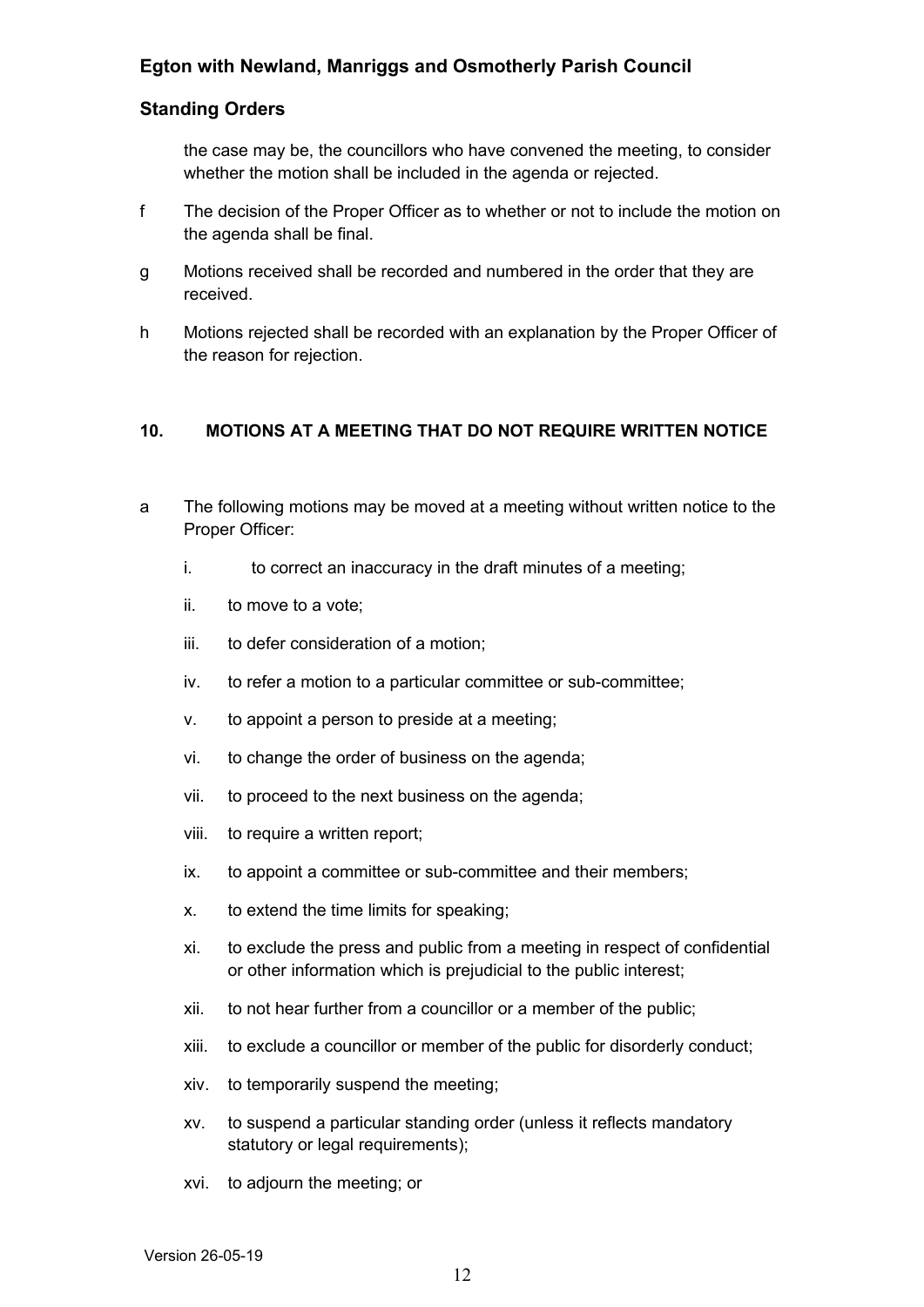the case may be, the councillors who have convened the meeting, to consider whether the motion shall be included in the agenda or rejected.

f The decision of the Proper Officer as to whether or not to include the motion on the agenda shall be final.

g Motions received shall be recorded and numbered in the order that they are received.

h Motions rejected shall be recorded with an explanation by the Proper Officer of the reason for rejection.

## 10. MOTIONS AT A MEETING THAT DO NOT REQUIRE WRITTEN NOTICE

a The following motions may be moved at a meeting without written notice to the Proper Officer:

i. to correct an inaccuracy in the draft minutes of a meeting;

ii. to move to a vote;

iii. to defer consideration of a motion;

iv. to refer a motion to a particular committee or sub-committee;

v. to appoint a person to preside at a meeting;

vi. to change the order of business on the agenda;

vii. to proceed to the next business on the agenda;

viii. to require a written report;

ix. to appoint a committee or sub-committee and their members;

x. to extend the time limits for speaking;

xi. to exclude the press and public from a meeting in respect of confidential or other information which is prejudicial to the public interest;

xii. to not hear further from a councillor or a member of the public;

xiii. to exclude a councillor or member of the public for disorderly conduct;

xiv. to temporarily suspend the meeting;

xv. to suspend a particular standing order (unless it reflects mandatory statutory or legal requirements);

xvi. to adjourn the meeting; or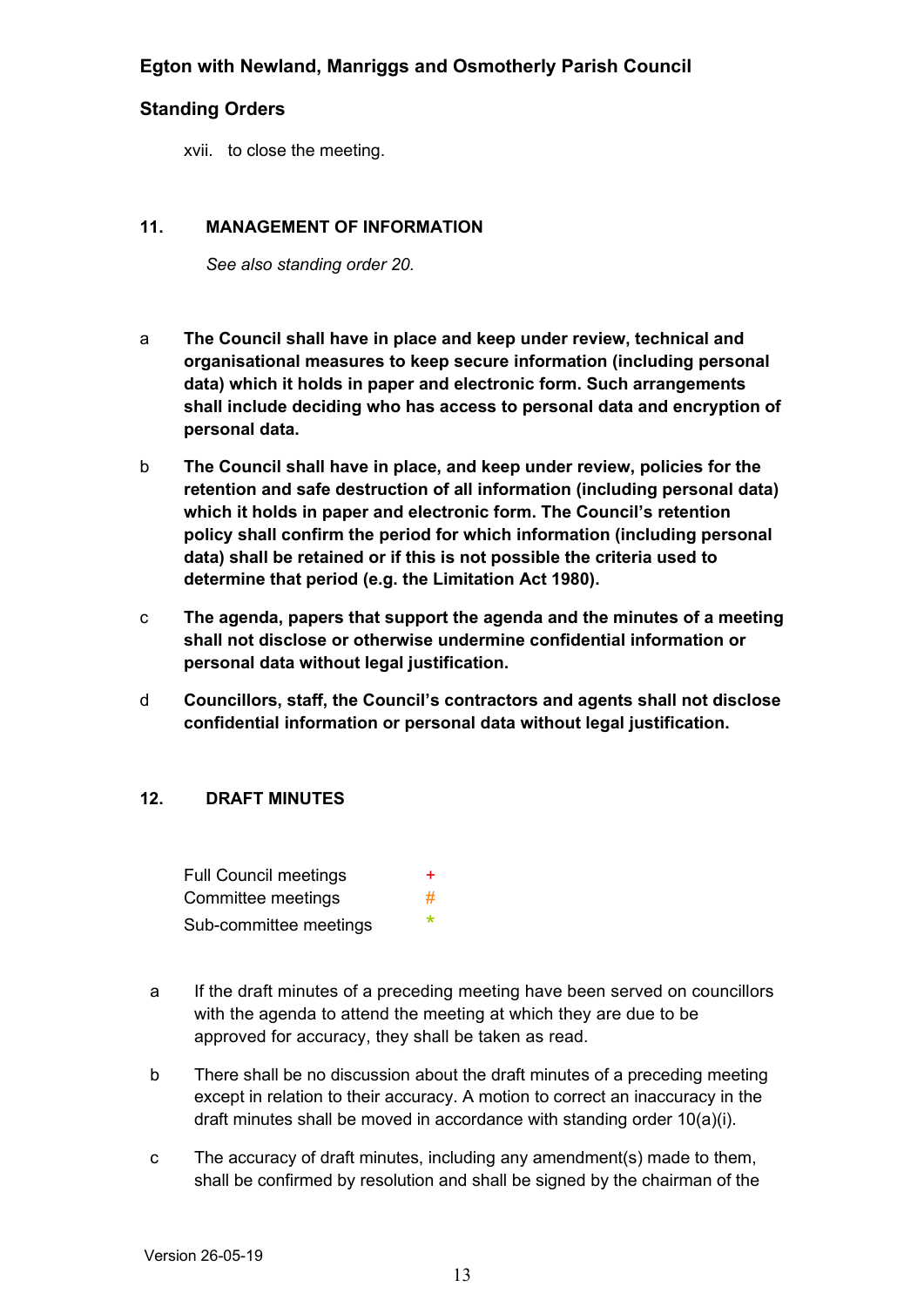xvii. to close the meeting.

## 11. MANAGEMENT OF INFORMATION

*See also standing order 20.*

a **The Council shall have in place and keep under review, technical and organisational measures to keep secure information (including personal data) which it holds in paper and electronic form. Such arrangements shall include deciding who has access to personal data and encryption of personal data.**

b **The Council shall have in place, and keep under review, policies for the retention and safe destruction of all information (including personal data) which it holds in paper and electronic form. The Council's retention policy shall confirm the period for which information (including personal data) shall be retained or if this is not possible the criteria used to determine that period (e.g. the Limitation Act 1980).**

c **The agenda, papers that support the agenda and the minutes of a meeting shall not disclose or otherwise undermine confidential information or personal data without legal justification.**

d **Councillors, staff, the Council's contractors and agents shall not disclose confidential information or personal data without legal justification.**

## 12. DRAFT MINUTES

| | |
|---|---|
| Full Council meetings | + |
| Committee meetings | # |
| Sub-committee meetings | * |

a If the draft minutes of a preceding meeting have been served on councillors with the agenda to attend the meeting at which they are due to be approved for accuracy, they shall be taken as read.

b There shall be no discussion about the draft minutes of a preceding meeting except in relation to their accuracy. A motion to correct an inaccuracy in the draft minutes shall be moved in accordance with standing order 10(a)(i).

c The accuracy of draft minutes, including any amendment(s) made to them, shall be confirmed by resolution and shall be signed by the chairman of the

Version 26-05-19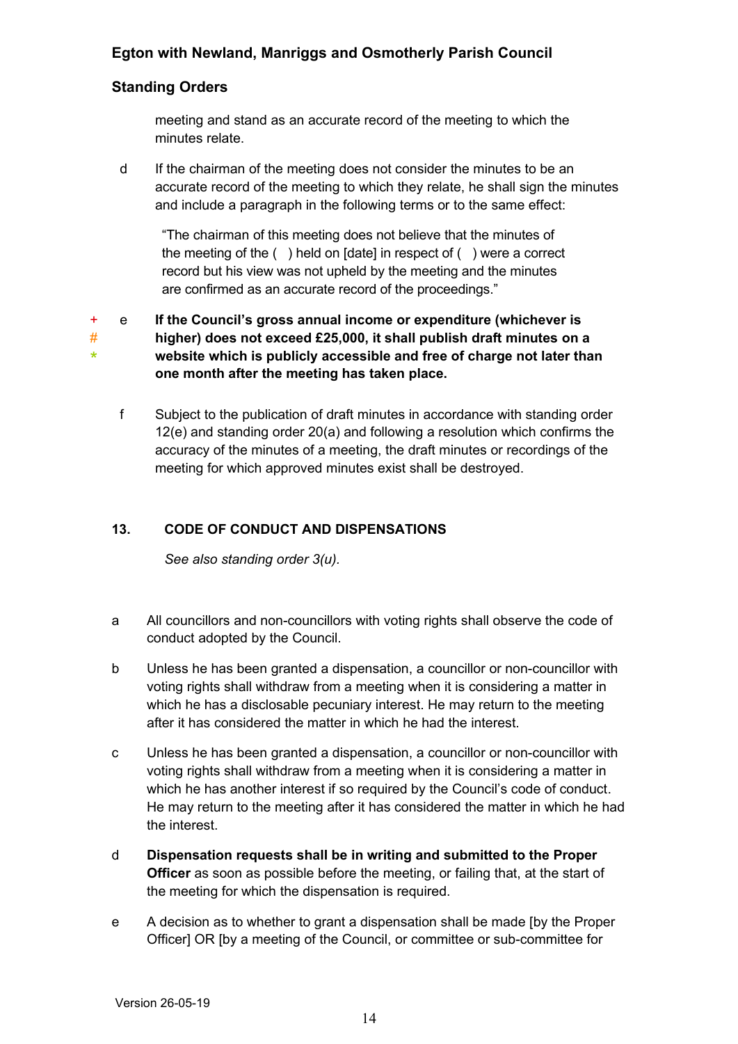meeting and stand as an accurate record of the meeting to which the minutes relate.

d If the chairman of the meeting does not consider the minutes to be an accurate record of the meeting to which they relate, he shall sign the minutes and include a paragraph in the following terms or to the same effect:

> "The chairman of this meeting does not believe that the minutes of the meeting of the ( ) held on [date] in respect of ( ) were a correct record but his view was not upheld by the meeting and the minutes are confirmed as an accurate record of the proceedings."

+ # * e **If the Council's gross annual income or expenditure (whichever is higher) does not exceed £25,000, it shall publish draft minutes on a website which is publicly accessible and free of charge not later than one month after the meeting has taken place.**

f Subject to the publication of draft minutes in accordance with standing order 12(e) and standing order 20(a) and following a resolution which confirms the accuracy of the minutes of a meeting, the draft minutes or recordings of the meeting for which approved minutes exist shall be destroyed.

## 13. CODE OF CONDUCT AND DISPENSATIONS

*See also standing order 3(u).*

a All councillors and non-councillors with voting rights shall observe the code of conduct adopted by the Council.

b Unless he has been granted a dispensation, a councillor or non-councillor with voting rights shall withdraw from a meeting when it is considering a matter in which he has a disclosable pecuniary interest. He may return to the meeting after it has considered the matter in which he had the interest.

c Unless he has been granted a dispensation, a councillor or non-councillor with voting rights shall withdraw from a meeting when it is considering a matter in which he has another interest if so required by the Council's code of conduct. He may return to the meeting after it has considered the matter in which he had the interest.

d **Dispensation requests shall be in writing and submitted to the Proper Officer** as soon as possible before the meeting, or failing that, at the start of the meeting for which the dispensation is required.

e A decision as to whether to grant a dispensation shall be made [by the Proper Officer] OR [by a meeting of the Council, or committee or sub-committee for

Version 26-05-19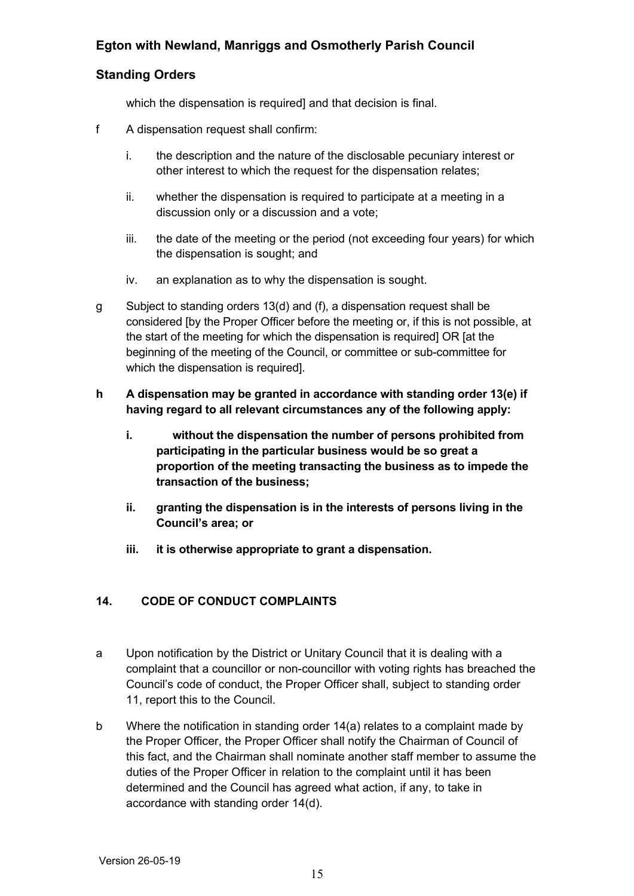which the dispensation is required] and that decision is final.

f A dispensation request shall confirm:

i. the description and the nature of the disclosable pecuniary interest or other interest to which the request for the dispensation relates;

ii. whether the dispensation is required to participate at a meeting in a discussion only or a discussion and a vote;

iii. the date of the meeting or the period (not exceeding four years) for which the dispensation is sought; and

iv. an explanation as to why the dispensation is sought.

g Subject to standing orders 13(d) and (f), a dispensation request shall be considered [by the Proper Officer before the meeting or, if this is not possible, at the start of the meeting for which the dispensation is required] OR [at the beginning of the meeting of the Council, or committee or sub-committee for which the dispensation is required].

**h A dispensation may be granted in accordance with standing order 13(e) if having regard to all relevant circumstances any of the following apply:**

**i. without the dispensation the number of persons prohibited from participating in the particular business would be so great a proportion of the meeting transacting the business as to impede the transaction of the business;**

**ii. granting the dispensation is in the interests of persons living in the Council's area; or**

**iii. it is otherwise appropriate to grant a dispensation.**

## 14. CODE OF CONDUCT COMPLAINTS

a Upon notification by the District or Unitary Council that it is dealing with a complaint that a councillor or non-councillor with voting rights has breached the Council's code of conduct, the Proper Officer shall, subject to standing order 11, report this to the Council.

b Where the notification in standing order 14(a) relates to a complaint made by the Proper Officer, the Proper Officer shall notify the Chairman of Council of this fact, and the Chairman shall nominate another staff member to assume the duties of the Proper Officer in relation to the complaint until it has been determined and the Council has agreed what action, if any, to take in accordance with standing order 14(d).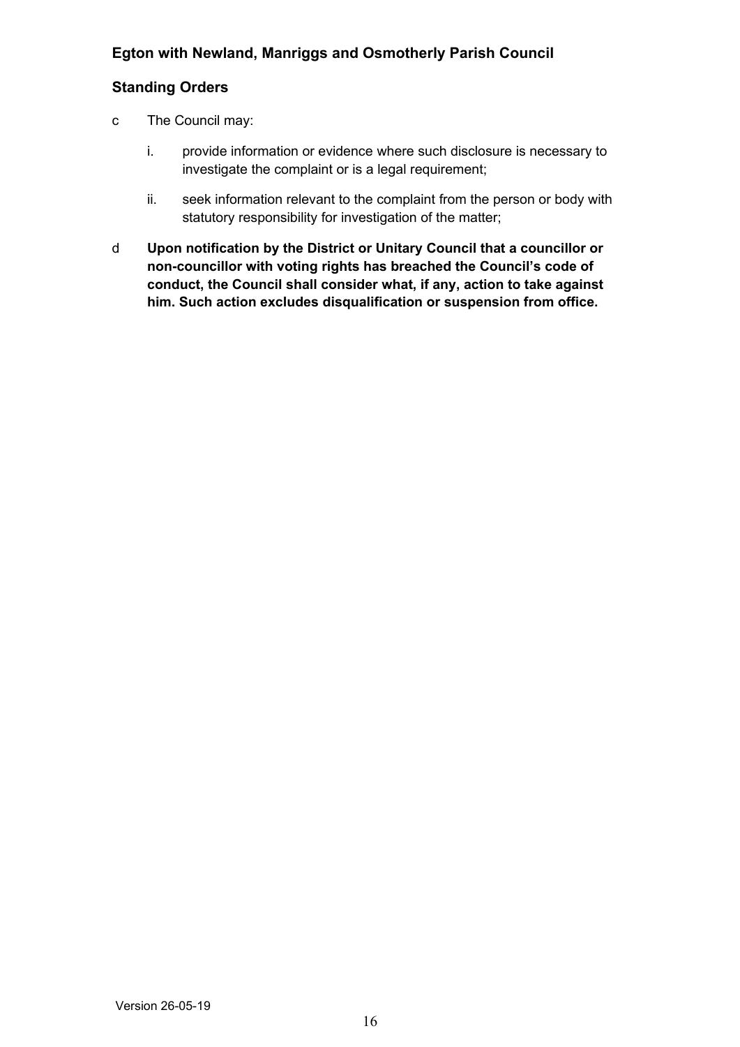c The Council may:

i. provide information or evidence where such disclosure is necessary to investigate the complaint or is a legal requirement;

ii. seek information relevant to the complaint from the person or body with statutory responsibility for investigation of the matter;

d **Upon notification by the District or Unitary Council that a councillor or non-councillor with voting rights has breached the Council's code of conduct, the Council shall consider what, if any, action to take against him. Such action excludes disqualification or suspension from office.**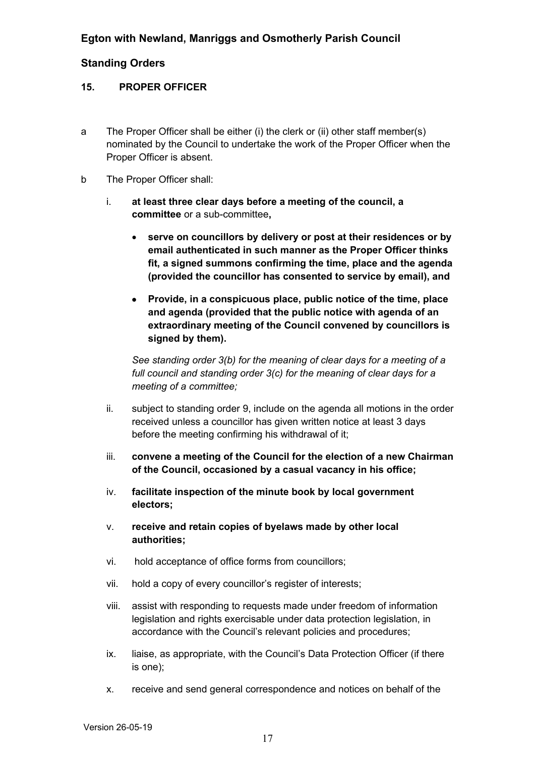## 15. PROPER OFFICER

a The Proper Officer shall be either (i) the clerk or (ii) other staff member(s) nominated by the Council to undertake the work of the Proper Officer when the Proper Officer is absent.

b The Proper Officer shall:

i. **at least three clear days before a meeting of the council, a committee** or a sub-committee**,**

- **serve on councillors by delivery or post at their residences or by email authenticated in such manner as the Proper Officer thinks fit, a signed summons confirming the time, place and the agenda (provided the councillor has consented to service by email), and**
- **Provide, in a conspicuous place, public notice of the time, place and agenda (provided that the public notice with agenda of an extraordinary meeting of the Council convened by councillors is signed by them).**

*See standing order 3(b) for the meaning of clear days for a meeting of a full council and standing order 3(c) for the meaning of clear days for a meeting of a committee;*

ii. subject to standing order 9, include on the agenda all motions in the order received unless a councillor has given written notice at least 3 days before the meeting confirming his withdrawal of it;

iii. **convene a meeting of the Council for the election of a new Chairman of the Council, occasioned by a casual vacancy in his office;**

iv. **facilitate inspection of the minute book by local government electors;**

v. **receive and retain copies of byelaws made by other local authorities;**

vi. hold acceptance of office forms from councillors;

vii. hold a copy of every councillor's register of interests;

viii. assist with responding to requests made under freedom of information legislation and rights exercisable under data protection legislation, in accordance with the Council's relevant policies and procedures;

ix. liaise, as appropriate, with the Council's Data Protection Officer (if there is one);

x. receive and send general correspondence and notices on behalf of the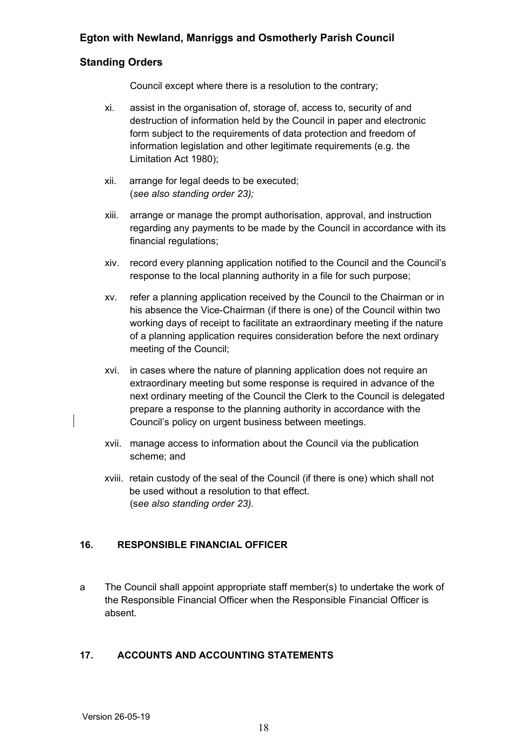Council except where there is a resolution to the contrary;

xi. assist in the organisation of, storage of, access to, security of and destruction of information held by the Council in paper and electronic form subject to the requirements of data protection and freedom of information legislation and other legitimate requirements (e.g. the Limitation Act 1980);

xii. arrange for legal deeds to be executed;
(*see also standing order 23);*

xiii. arrange or manage the prompt authorisation, approval, and instruction regarding any payments to be made by the Council in accordance with its financial regulations;

xiv. record every planning application notified to the Council and the Council's response to the local planning authority in a file for such purpose;

xv. refer a planning application received by the Council to the Chairman or in his absence the Vice-Chairman (if there is one) of the Council within two working days of receipt to facilitate an extraordinary meeting if the nature of a planning application requires consideration before the next ordinary meeting of the Council;

xvi. in cases where the nature of planning application does not require an extraordinary meeting but some response is required in advance of the next ordinary meeting of the Council the Clerk to the Council is delegated prepare a response to the planning authority in accordance with the Council's policy on urgent business between meetings.

xvii. manage access to information about the Council via the publication scheme; and

xviii. retain custody of the seal of the Council (if there is one) which shall not be used without a resolution to that effect.
(s*ee also standing order 23).*

## 16. RESPONSIBLE FINANCIAL OFFICER

a The Council shall appoint appropriate staff member(s) to undertake the work of the Responsible Financial Officer when the Responsible Financial Officer is absent.

## 17. ACCOUNTS AND ACCOUNTING STATEMENTS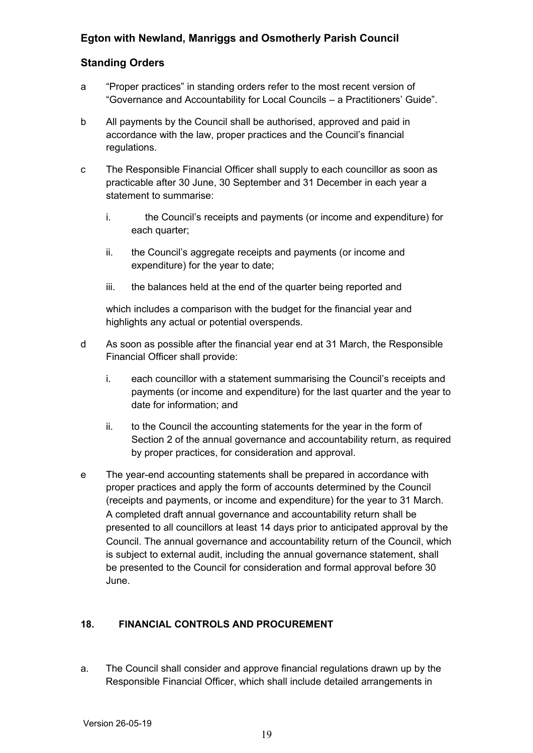a "Proper practices" in standing orders refer to the most recent version of "Governance and Accountability for Local Councils – a Practitioners' Guide".

b All payments by the Council shall be authorised, approved and paid in accordance with the law, proper practices and the Council's financial regulations.

c The Responsible Financial Officer shall supply to each councillor as soon as practicable after 30 June, 30 September and 31 December in each year a statement to summarise:

   i. the Council's receipts and payments (or income and expenditure) for each quarter;

   ii. the Council's aggregate receipts and payments (or income and expenditure) for the year to date;

   iii. the balances held at the end of the quarter being reported and

   which includes a comparison with the budget for the financial year and highlights any actual or potential overspends.

d As soon as possible after the financial year end at 31 March, the Responsible Financial Officer shall provide:

   i. each councillor with a statement summarising the Council's receipts and payments (or income and expenditure) for the last quarter and the year to date for information; and

   ii. to the Council the accounting statements for the year in the form of Section 2 of the annual governance and accountability return, as required by proper practices, for consideration and approval.

e The year-end accounting statements shall be prepared in accordance with proper practices and apply the form of accounts determined by the Council (receipts and payments, or income and expenditure) for the year to 31 March. A completed draft annual governance and accountability return shall be presented to all councillors at least 14 days prior to anticipated approval by the Council. The annual governance and accountability return of the Council, which is subject to external audit, including the annual governance statement, shall be presented to the Council for consideration and formal approval before 30 June.

## 18. FINANCIAL CONTROLS AND PROCUREMENT

a. The Council shall consider and approve financial regulations drawn up by the Responsible Financial Officer, which shall include detailed arrangements in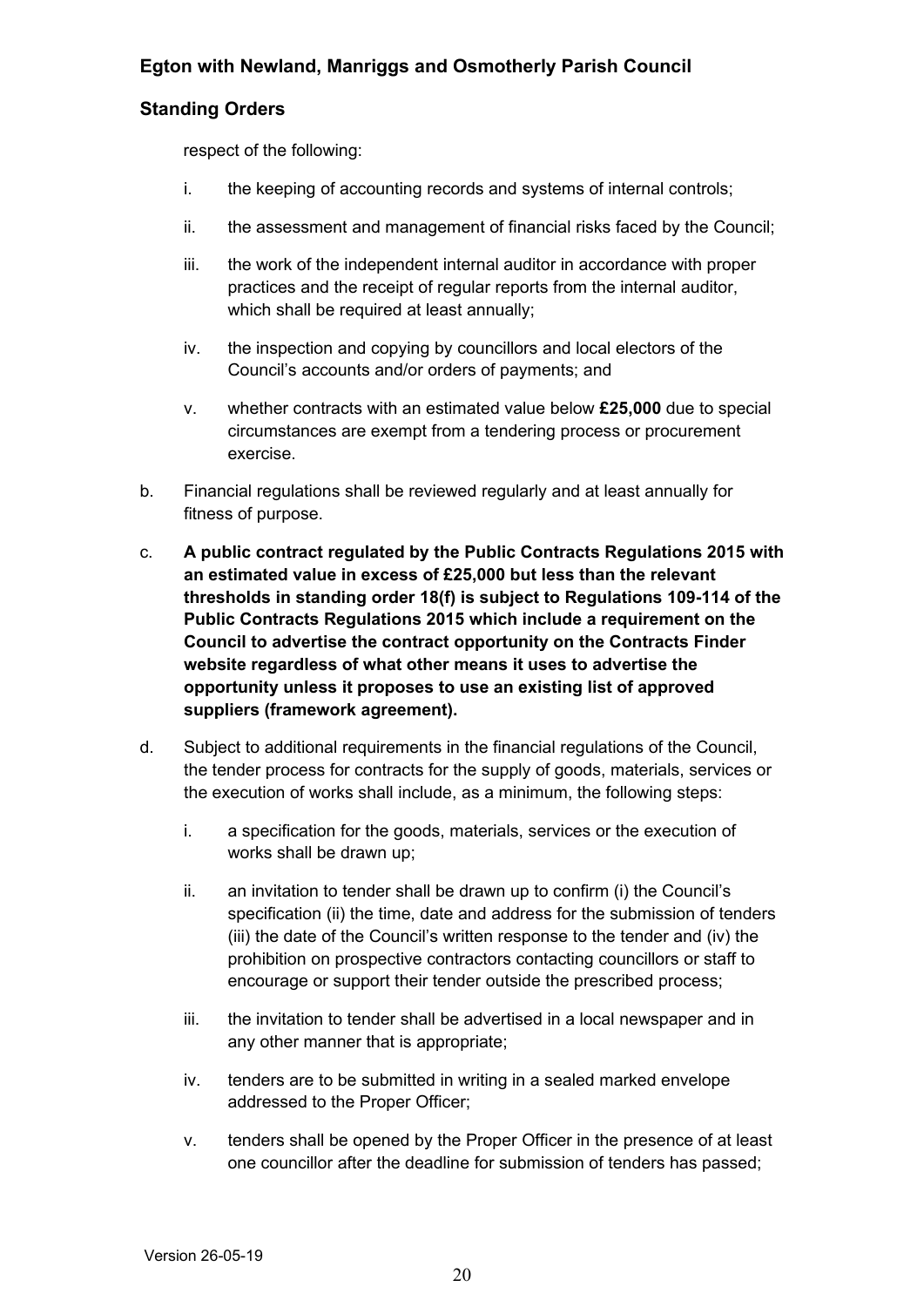respect of the following:

i. the keeping of accounting records and systems of internal controls;

ii. the assessment and management of financial risks faced by the Council;

iii. the work of the independent internal auditor in accordance with proper practices and the receipt of regular reports from the internal auditor, which shall be required at least annually;

iv. the inspection and copying by councillors and local electors of the Council's accounts and/or orders of payments; and

v. whether contracts with an estimated value below **£25,000** due to special circumstances are exempt from a tendering process or procurement exercise.

b. Financial regulations shall be reviewed regularly and at least annually for fitness of purpose.

c. **A public contract regulated by the Public Contracts Regulations 2015 with an estimated value in excess of £25,000 but less than the relevant thresholds in standing order 18(f) is subject to Regulations 109-114 of the Public Contracts Regulations 2015 which include a requirement on the Council to advertise the contract opportunity on the Contracts Finder website regardless of what other means it uses to advertise the opportunity unless it proposes to use an existing list of approved suppliers (framework agreement).**

d. Subject to additional requirements in the financial regulations of the Council, the tender process for contracts for the supply of goods, materials, services or the execution of works shall include, as a minimum, the following steps:

i. a specification for the goods, materials, services or the execution of works shall be drawn up;

ii. an invitation to tender shall be drawn up to confirm (i) the Council's specification (ii) the time, date and address for the submission of tenders (iii) the date of the Council's written response to the tender and (iv) the prohibition on prospective contractors contacting councillors or staff to encourage or support their tender outside the prescribed process;

iii. the invitation to tender shall be advertised in a local newspaper and in any other manner that is appropriate;

iv. tenders are to be submitted in writing in a sealed marked envelope addressed to the Proper Officer;

v. tenders shall be opened by the Proper Officer in the presence of at least one councillor after the deadline for submission of tenders has passed;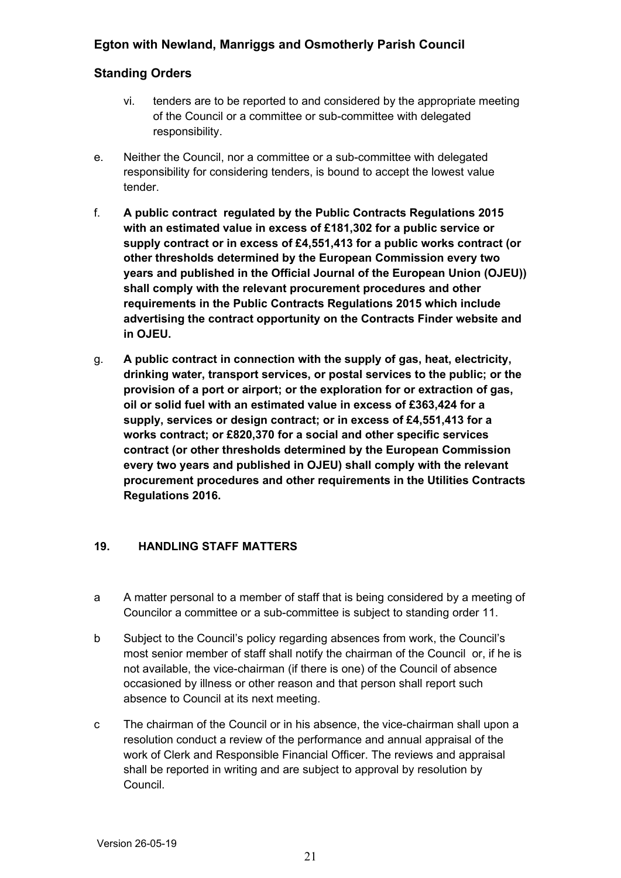vi. tenders are to be reported to and considered by the appropriate meeting of the Council or a committee or sub-committee with delegated responsibility.

e. Neither the Council, nor a committee or a sub-committee with delegated responsibility for considering tenders, is bound to accept the lowest value tender.

f. **A public contract regulated by the Public Contracts Regulations 2015 with an estimated value in excess of £181,302 for a public service or supply contract or in excess of £4,551,413 for a public works contract (or other thresholds determined by the European Commission every two years and published in the Official Journal of the European Union (OJEU)) shall comply with the relevant procurement procedures and other requirements in the Public Contracts Regulations 2015 which include advertising the contract opportunity on the Contracts Finder website and in OJEU.**

g. **A public contract in connection with the supply of gas, heat, electricity, drinking water, transport services, or postal services to the public; or the provision of a port or airport; or the exploration for or extraction of gas, oil or solid fuel with an estimated value in excess of £363,424 for a supply, services or design contract; or in excess of £4,551,413 for a works contract; or £820,370 for a social and other specific services contract (or other thresholds determined by the European Commission every two years and published in OJEU) shall comply with the relevant procurement procedures and other requirements in the Utilities Contracts Regulations 2016.**

## 19. HANDLING STAFF MATTERS

a A matter personal to a member of staff that is being considered by a meeting of Councilor a committee or a sub-committee is subject to standing order 11.

b Subject to the Council's policy regarding absences from work, the Council's most senior member of staff shall notify the chairman of the Council or, if he is not available, the vice-chairman (if there is one) of the Council of absence occasioned by illness or other reason and that person shall report such absence to Council at its next meeting.

c The chairman of the Council or in his absence, the vice-chairman shall upon a resolution conduct a review of the performance and annual appraisal of the work of Clerk and Responsible Financial Officer. The reviews and appraisal shall be reported in writing and are subject to approval by resolution by Council.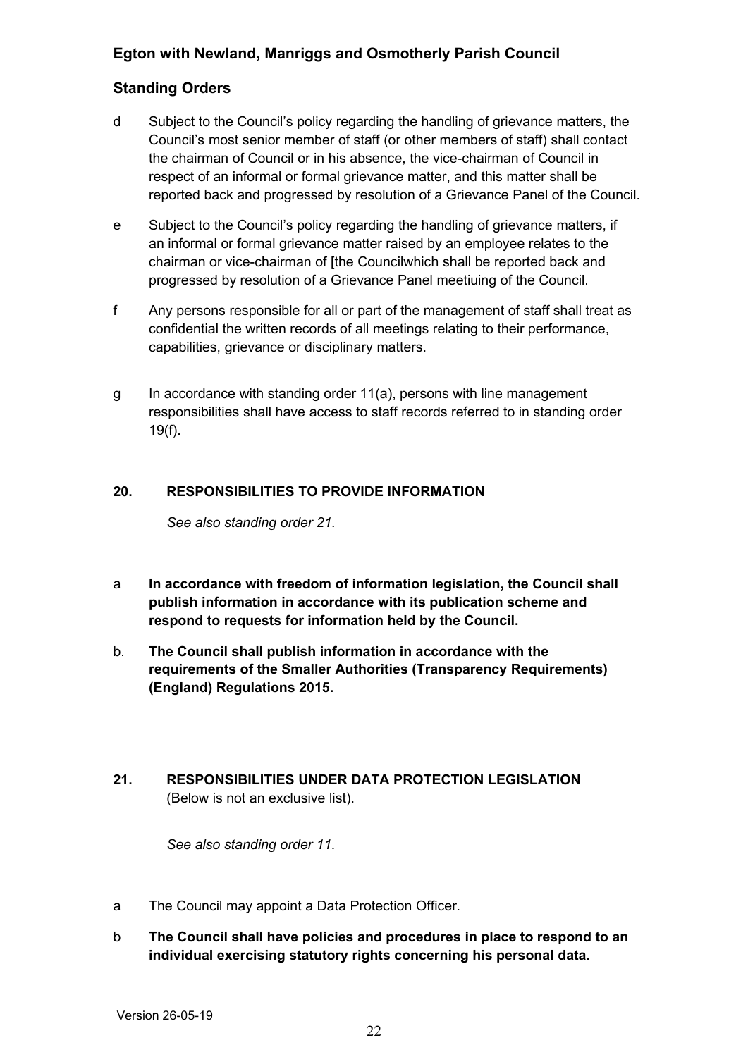d Subject to the Council's policy regarding the handling of grievance matters, the Council's most senior member of staff (or other members of staff) shall contact the chairman of Council or in his absence, the vice-chairman of Council in respect of an informal or formal grievance matter, and this matter shall be reported back and progressed by resolution of a Grievance Panel of the Council.

e Subject to the Council's policy regarding the handling of grievance matters, if an informal or formal grievance matter raised by an employee relates to the chairman or vice-chairman of [the Councilwhich shall be reported back and progressed by resolution of a Grievance Panel meetiuing of the Council.

f Any persons responsible for all or part of the management of staff shall treat as confidential the written records of all meetings relating to their performance, capabilities, grievance or disciplinary matters.

g In accordance with standing order 11(a), persons with line management responsibilities shall have access to staff records referred to in standing order 19(f).

## 20. RESPONSIBILITIES TO PROVIDE INFORMATION

*See also standing order 21.*

a **In accordance with freedom of information legislation, the Council shall publish information in accordance with its publication scheme and respond to requests for information held by the Council.**

b. **The Council shall publish information in accordance with the requirements of the Smaller Authorities (Transparency Requirements) (England) Regulations 2015.**

## 21. RESPONSIBILITIES UNDER DATA PROTECTION LEGISLATION

(Below is not an exclusive list).

*See also standing order 11.*

a The Council may appoint a Data Protection Officer.

b **The Council shall have policies and procedures in place to respond to an individual exercising statutory rights concerning his personal data.**

Version 26-05-19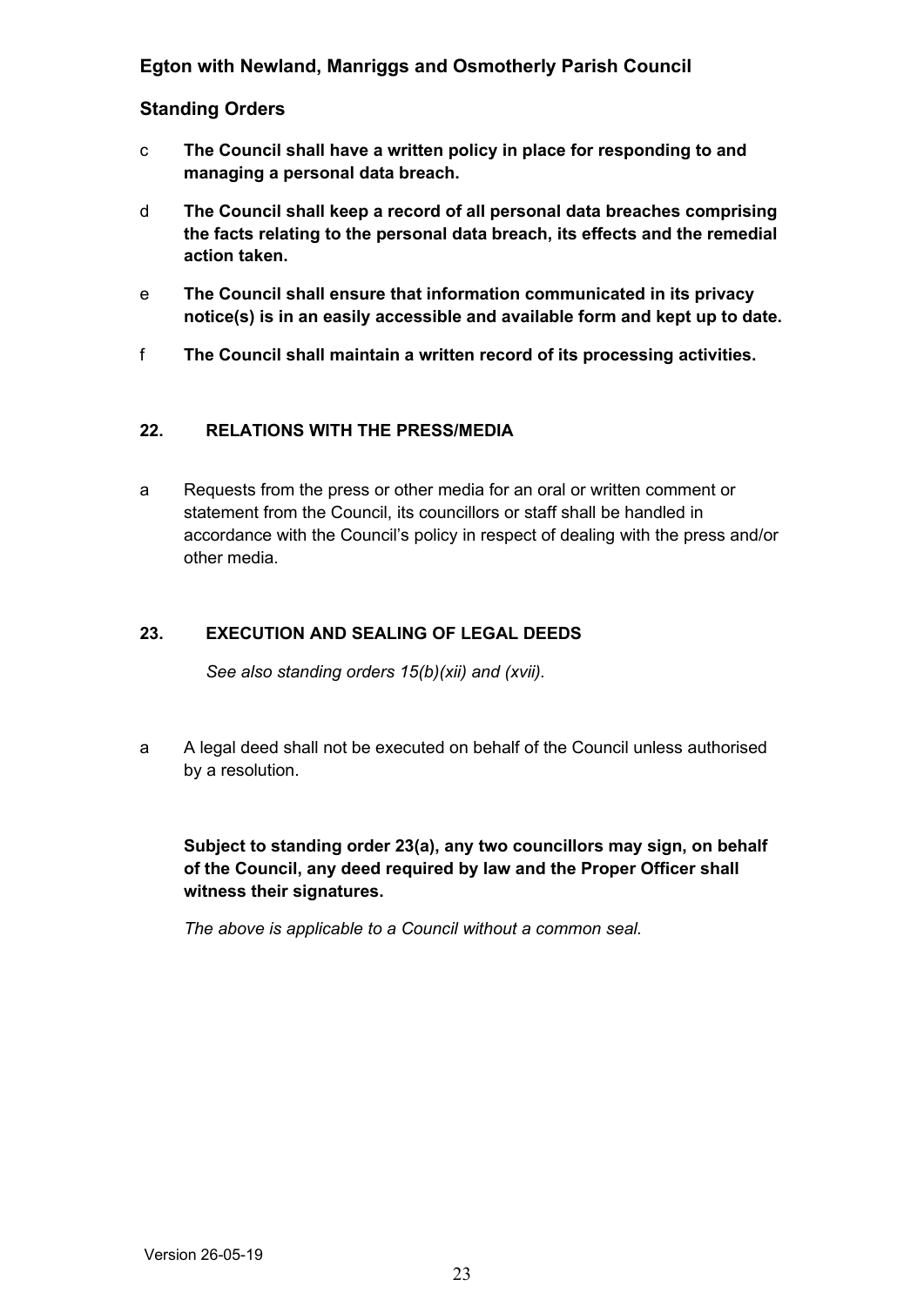c **The Council shall have a written policy in place for responding to and managing a personal data breach.**

d **The Council shall keep a record of all personal data breaches comprising the facts relating to the personal data breach, its effects and the remedial action taken.**

e **The Council shall ensure that information communicated in its privacy notice(s) is in an easily accessible and available form and kept up to date.**

f **The Council shall maintain a written record of its processing activities.**

## 22. RELATIONS WITH THE PRESS/MEDIA

a Requests from the press or other media for an oral or written comment or statement from the Council, its councillors or staff shall be handled in accordance with the Council's policy in respect of dealing with the press and/or other media.

## 23. EXECUTION AND SEALING OF LEGAL DEEDS

*See also standing orders 15(b)(xii) and (xvii).*

a A legal deed shall not be executed on behalf of the Council unless authorised by a resolution.

**Subject to standing order 23(a), any two councillors may sign, on behalf of the Council, any deed required by law and the Proper Officer shall witness their signatures.**

*The above is applicable to a Council without a common seal.*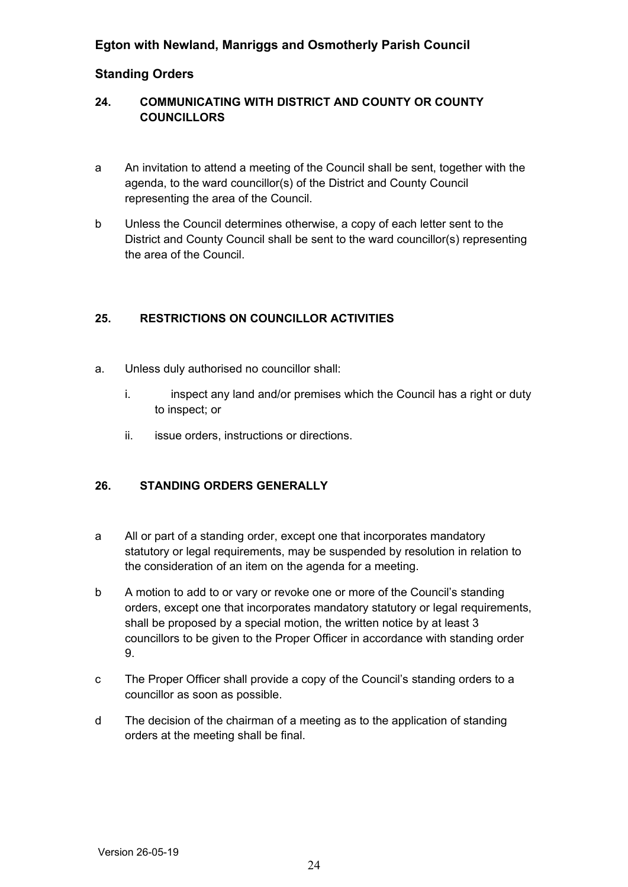# Egton with Newland, Manriggs and Osmotherly Parish Council

## Standing Orders

### 24. COMMUNICATING WITH DISTRICT AND COUNTY OR COUNTY COUNCILLORS

a An invitation to attend a meeting of the Council shall be sent, together with the agenda, to the ward councillor(s) of the District and County Council representing the area of the Council.

b Unless the Council determines otherwise, a copy of each letter sent to the District and County Council shall be sent to the ward councillor(s) representing the area of the Council.

### 25. RESTRICTIONS ON COUNCILLOR ACTIVITIES

a. Unless duly authorised no councillor shall:

   i. inspect any land and/or premises which the Council has a right or duty to inspect; or

   ii. issue orders, instructions or directions.

### 26. STANDING ORDERS GENERALLY

a All or part of a standing order, except one that incorporates mandatory statutory or legal requirements, may be suspended by resolution in relation to the consideration of an item on the agenda for a meeting.

b A motion to add to or vary or revoke one or more of the Council's standing orders, except one that incorporates mandatory statutory or legal requirements, shall be proposed by a special motion, the written notice by at least 3 councillors to be given to the Proper Officer in accordance with standing order 9.

c The Proper Officer shall provide a copy of the Council's standing orders to a councillor as soon as possible.

d The decision of the chairman of a meeting as to the application of standing orders at the meeting shall be final.

Version 26-05-19